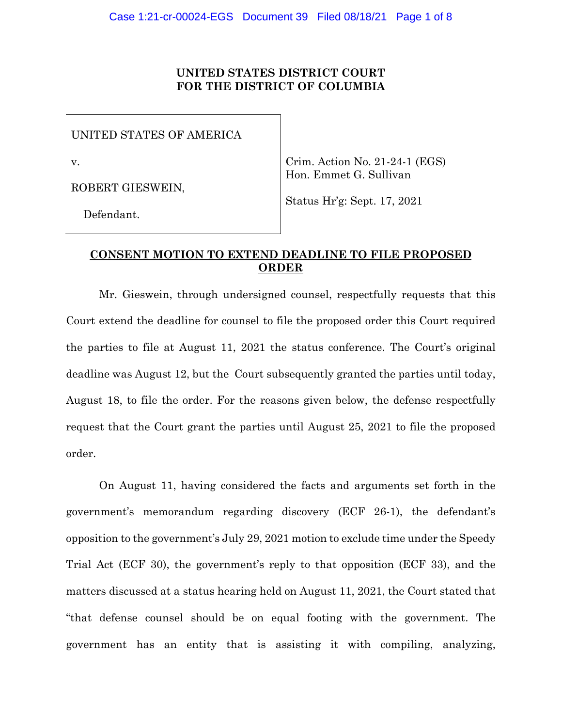**UNITED STATES DISTRICT COURT**
**FOR THE DISTRICT OF COLUMBIA**

| | |
|---|---|
| UNITED STATES OF AMERICA<br><br>v.<br><br>ROBERT GIESWEIN,<br><br>Defendant. | Crim. Action No. 21-24-1 (EGS)<br>Hon. Emmet G. Sullivan<br><br>Status Hr'g: Sept. 17, 2021 |

**CONSENT MOTION TO EXTEND DEADLINE TO FILE PROPOSED ORDER**

Mr. Gieswein, through undersigned counsel, respectfully requests that this Court extend the deadline for counsel to file the proposed order this Court required the parties to file at August 11, 2021 the status conference. The Court's original deadline was August 12, but the Court subsequently granted the parties until today, August 18, to file the order. For the reasons given below, the defense respectfully request that the Court grant the parties until August 25, 2021 to file the proposed order.

On August 11, having considered the facts and arguments set forth in the government's memorandum regarding discovery (ECF 26-1), the defendant's opposition to the government's July 29, 2021 motion to exclude time under the Speedy Trial Act (ECF 30), the government's reply to that opposition (ECF 33), and the matters discussed at a status hearing held on August 11, 2021, the Court stated that "that defense counsel should be on equal footing with the government. The government has an entity that is assisting it with compiling, analyzing,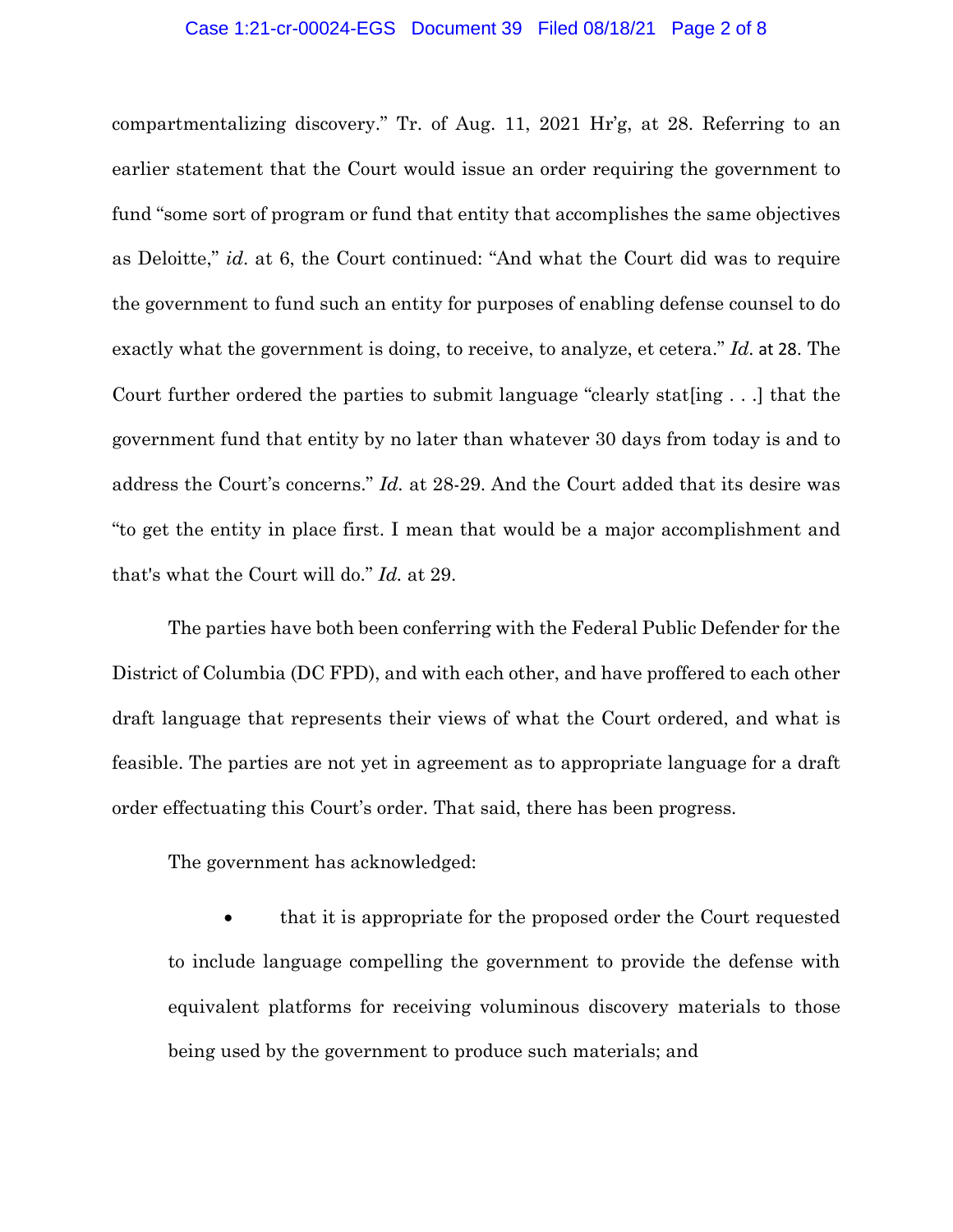compartmentalizing discovery." Tr. of Aug. 11, 2021 Hr'g, at 28. Referring to an earlier statement that the Court would issue an order requiring the government to fund "some sort of program or fund that entity that accomplishes the same objectives as Deloitte," *id*. at 6, the Court continued: "And what the Court did was to require the government to fund such an entity for purposes of enabling defense counsel to do exactly what the government is doing, to receive, to analyze, et cetera." *Id.* at 28. The Court further ordered the parties to submit language "clearly stat[ing . . .] that the government fund that entity by no later than whatever 30 days from today is and to address the Court's concerns." *Id.* at 28-29. And the Court added that its desire was "to get the entity in place first. I mean that would be a major accomplishment and that's what the Court will do." *Id.* at 29.

The parties have both been conferring with the Federal Public Defender for the District of Columbia (DC FPD), and with each other, and have proffered to each other draft language that represents their views of what the Court ordered, and what is feasible. The parties are not yet in agreement as to appropriate language for a draft order effectuating this Court's order. That said, there has been progress.

The government has acknowledged:

- that it is appropriate for the proposed order the Court requested to include language compelling the government to provide the defense with equivalent platforms for receiving voluminous discovery materials to those being used by the government to produce such materials; and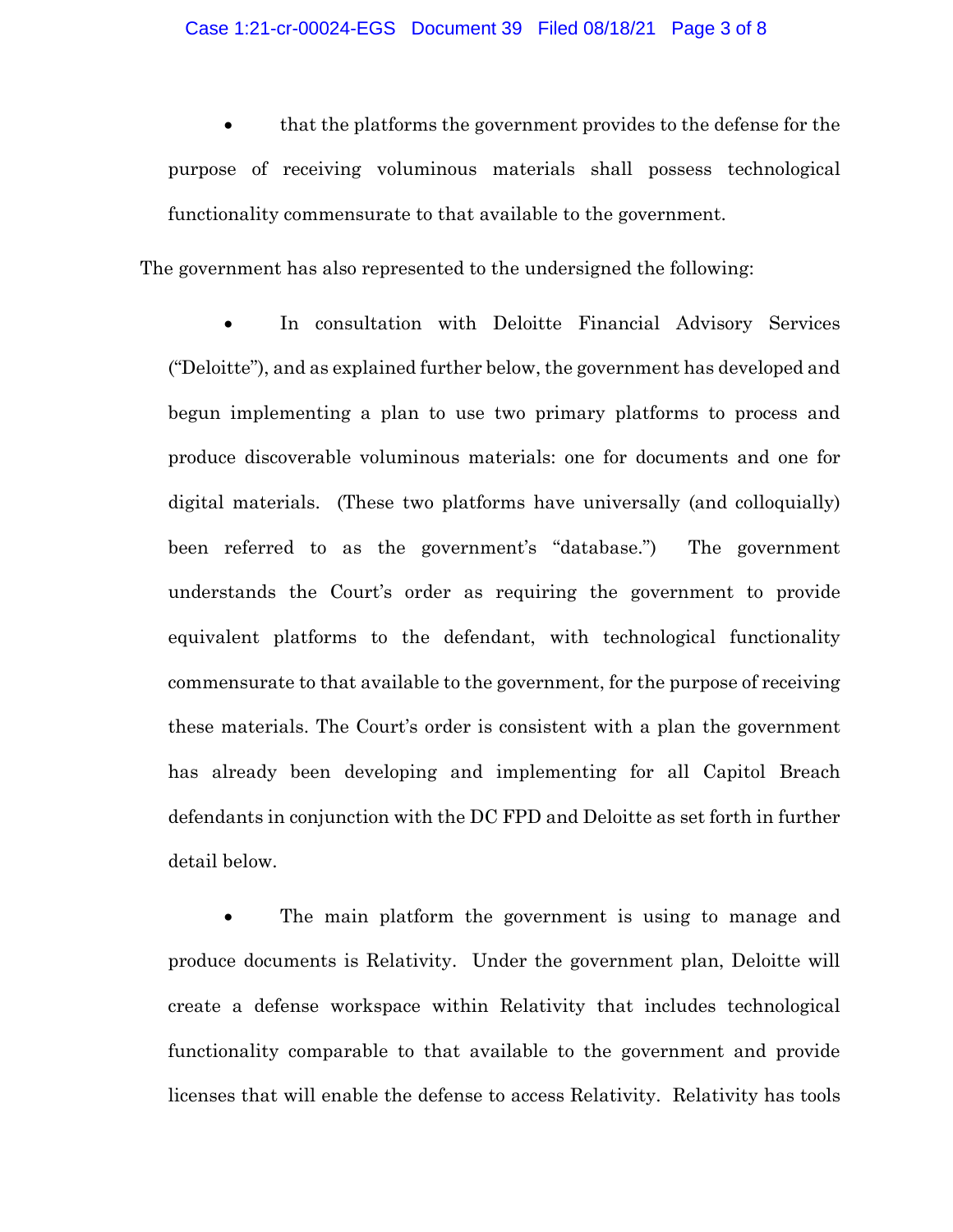- that the platforms the government provides to the defense for the purpose of receiving voluminous materials shall possess technological functionality commensurate to that available to the government.

The government has also represented to the undersigned the following:

- In consultation with Deloitte Financial Advisory Services ("Deloitte"), and as explained further below, the government has developed and begun implementing a plan to use two primary platforms to process and produce discoverable voluminous materials: one for documents and one for digital materials. (These two platforms have universally (and colloquially) been referred to as the government's "database.") The government understands the Court's order as requiring the government to provide equivalent platforms to the defendant, with technological functionality commensurate to that available to the government, for the purpose of receiving these materials. The Court's order is consistent with a plan the government has already been developing and implementing for all Capitol Breach defendants in conjunction with the DC FPD and Deloitte as set forth in further detail below.

- The main platform the government is using to manage and produce documents is Relativity. Under the government plan, Deloitte will create a defense workspace within Relativity that includes technological functionality comparable to that available to the government and provide licenses that will enable the defense to access Relativity. Relativity has tools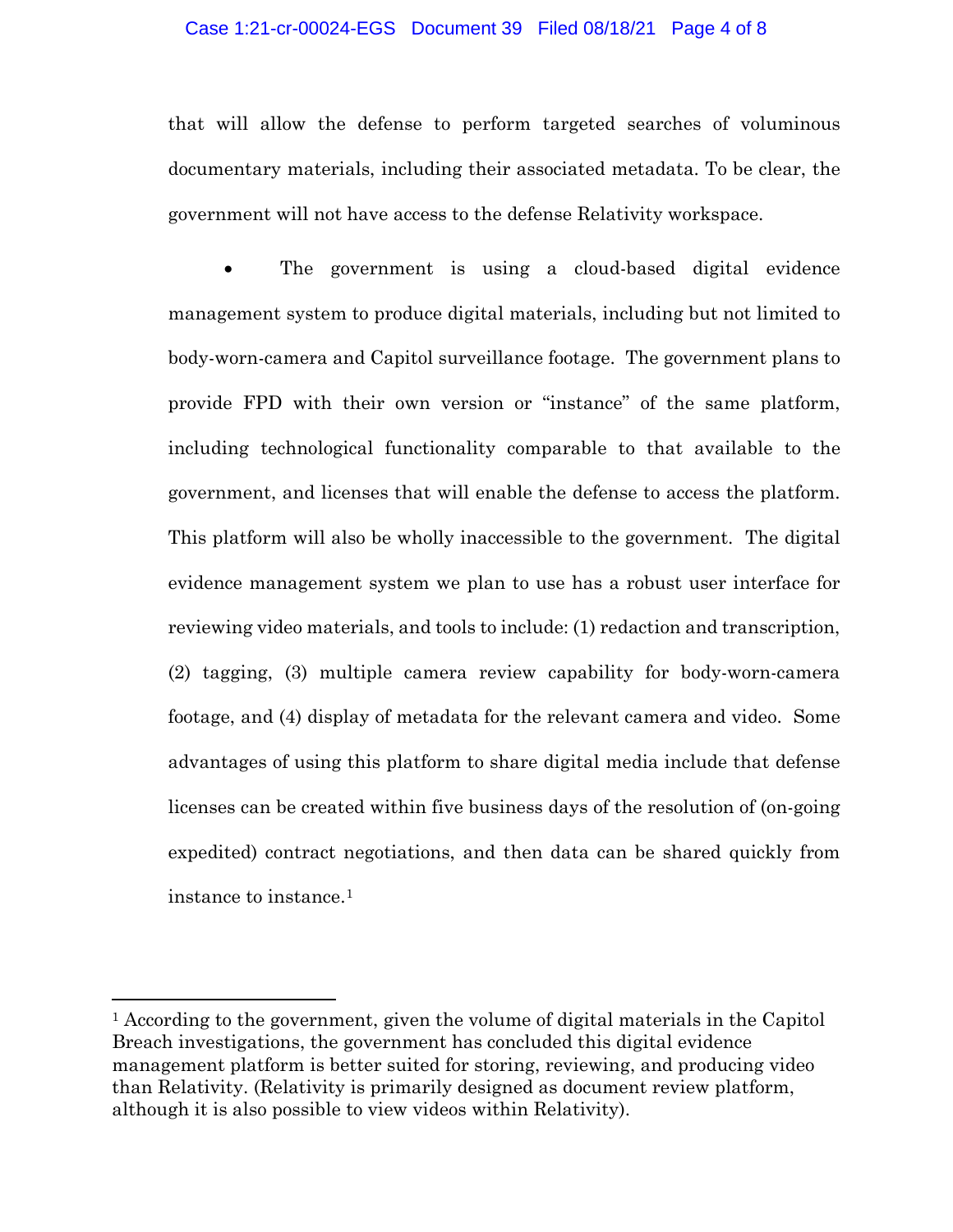that will allow the defense to perform targeted searches of voluminous documentary materials, including their associated metadata. To be clear, the government will not have access to the defense Relativity workspace.

- The government is using a cloud-based digital evidence management system to produce digital materials, including but not limited to body-worn-camera and Capitol surveillance footage. The government plans to provide FPD with their own version or "instance" of the same platform, including technological functionality comparable to that available to the government, and licenses that will enable the defense to access the platform. This platform will also be wholly inaccessible to the government. The digital evidence management system we plan to use has a robust user interface for reviewing video materials, and tools to include: (1) redaction and transcription, (2) tagging, (3) multiple camera review capability for body-worn-camera footage, and (4) display of metadata for the relevant camera and video. Some advantages of using this platform to share digital media include that defense licenses can be created within five business days of the resolution of (on-going expedited) contract negotiations, and then data can be shared quickly from instance to instance.[1]

---

[1] According to the government, given the volume of digital materials in the Capitol Breach investigations, the government has concluded this digital evidence management platform is better suited for storing, reviewing, and producing video than Relativity. (Relativity is primarily designed as document review platform, although it is also possible to view videos within Relativity).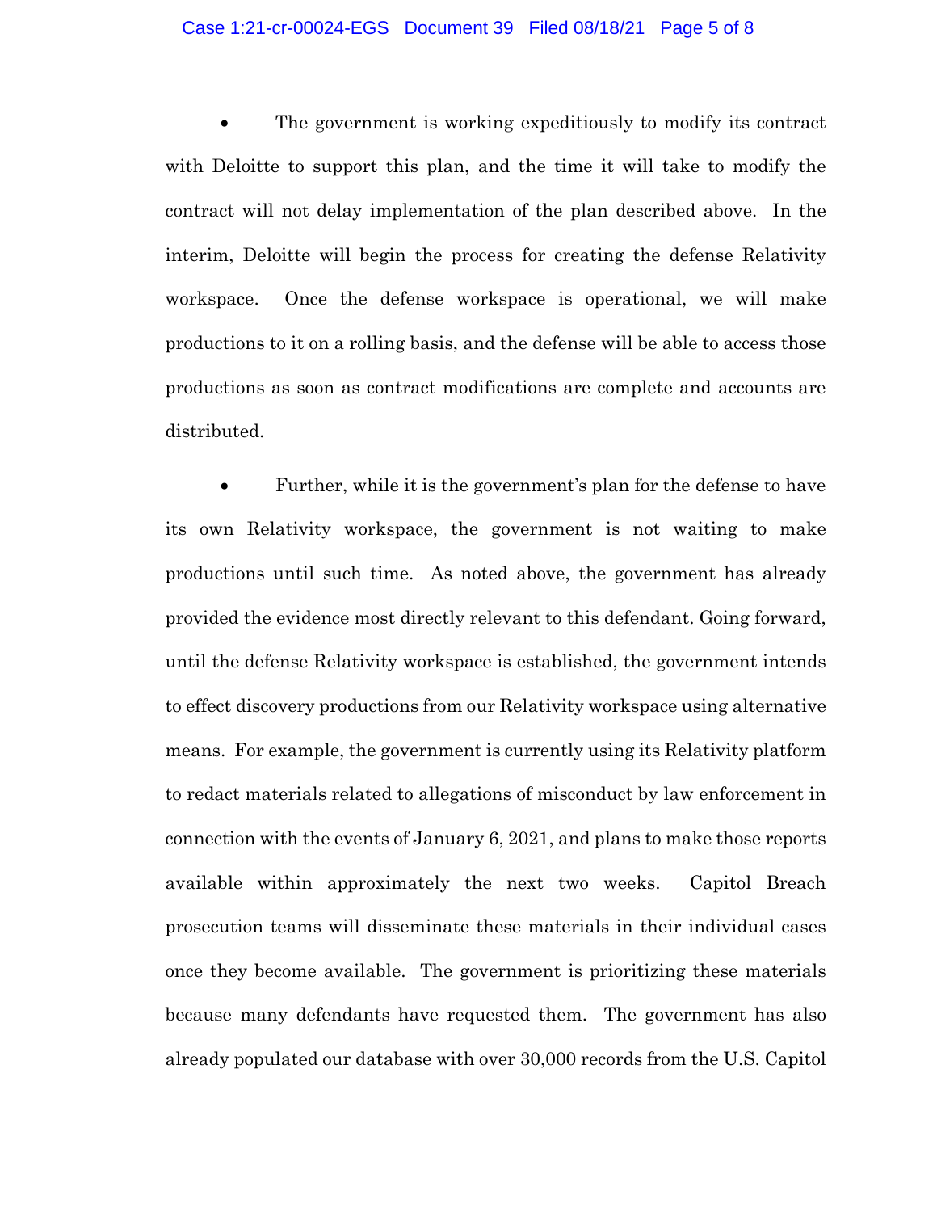- The government is working expeditiously to modify its contract with Deloitte to support this plan, and the time it will take to modify the contract will not delay implementation of the plan described above. In the interim, Deloitte will begin the process for creating the defense Relativity workspace. Once the defense workspace is operational, we will make productions to it on a rolling basis, and the defense will be able to access those productions as soon as contract modifications are complete and accounts are distributed.

- Further, while it is the government's plan for the defense to have its own Relativity workspace, the government is not waiting to make productions until such time. As noted above, the government has already provided the evidence most directly relevant to this defendant. Going forward, until the defense Relativity workspace is established, the government intends to effect discovery productions from our Relativity workspace using alternative means. For example, the government is currently using its Relativity platform to redact materials related to allegations of misconduct by law enforcement in connection with the events of January 6, 2021, and plans to make those reports available within approximately the next two weeks. Capitol Breach prosecution teams will disseminate these materials in their individual cases once they become available. The government is prioritizing these materials because many defendants have requested them. The government has also already populated our database with over 30,000 records from the U.S. Capitol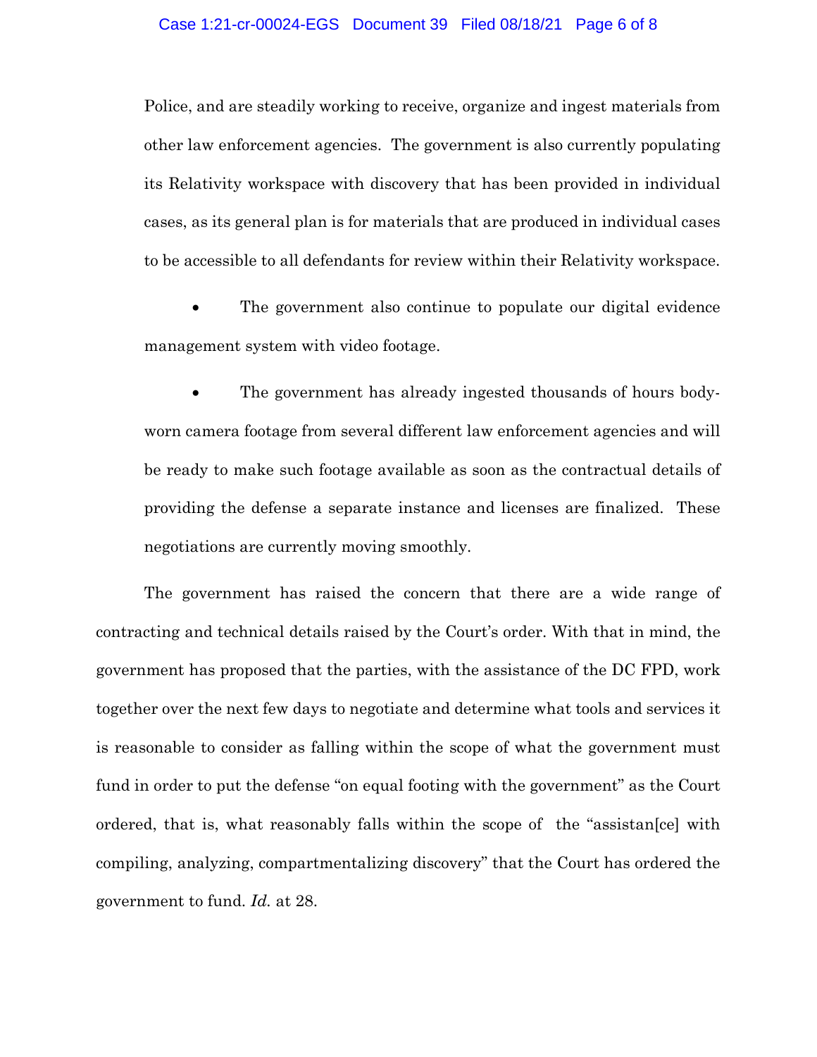Police, and are steadily working to receive, organize and ingest materials from other law enforcement agencies. The government is also currently populating its Relativity workspace with discovery that has been provided in individual cases, as its general plan is for materials that are produced in individual cases to be accessible to all defendants for review within their Relativity workspace.

- The government also continue to populate our digital evidence management system with video footage.

- The government has already ingested thousands of hours body-worn camera footage from several different law enforcement agencies and will be ready to make such footage available as soon as the contractual details of providing the defense a separate instance and licenses are finalized. These negotiations are currently moving smoothly.

The government has raised the concern that there are a wide range of contracting and technical details raised by the Court's order. With that in mind, the government has proposed that the parties, with the assistance of the DC FPD, work together over the next few days to negotiate and determine what tools and services it is reasonable to consider as falling within the scope of what the government must fund in order to put the defense "on equal footing with the government" as the Court ordered, that is, what reasonably falls within the scope of the "assistan[ce] with compiling, analyzing, compartmentalizing discovery" that the Court has ordered the government to fund. *Id.* at 28.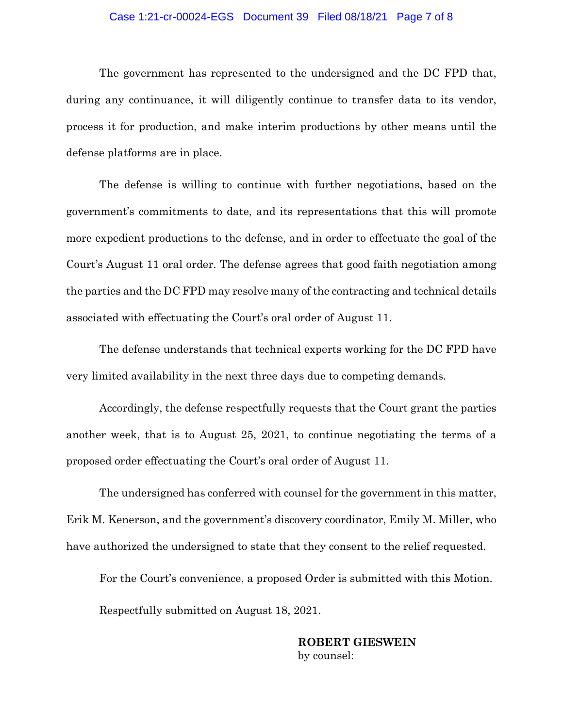The government has represented to the undersigned and the DC FPD that, during any continuance, it will diligently continue to transfer data to its vendor, process it for production, and make interim productions by other means until the defense platforms are in place.

The defense is willing to continue with further negotiations, based on the government's commitments to date, and its representations that this will promote more expedient productions to the defense, and in order to effectuate the goal of the Court's August 11 oral order. The defense agrees that good faith negotiation among the parties and the DC FPD may resolve many of the contracting and technical details associated with effectuating the Court's oral order of August 11.

The defense understands that technical experts working for the DC FPD have very limited availability in the next three days due to competing demands.

Accordingly, the defense respectfully requests that the Court grant the parties another week, that is to August 25, 2021, to continue negotiating the terms of a proposed order effectuating the Court's oral order of August 11.

The undersigned has conferred with counsel for the government in this matter, Erik M. Kenerson, and the government's discovery coordinator, Emily M. Miller, who have authorized the undersigned to state that they consent to the relief requested.

For the Court's convenience, a proposed Order is submitted with this Motion.

Respectfully submitted on August 18, 2021.

**ROBERT GIESWEIN**
by counsel: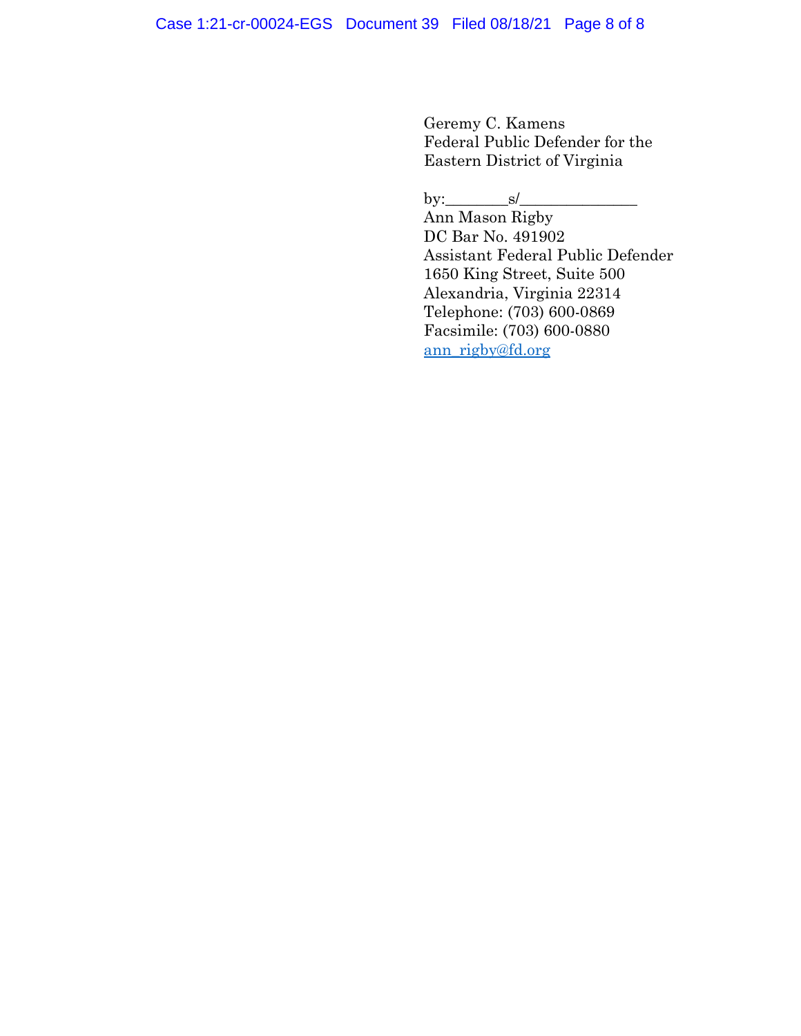Geremy C. Kamens
Federal Public Defender for the
Eastern District of Virginia

by:________s/_______________
Ann Mason Rigby
DC Bar No. 491902
Assistant Federal Public Defender
1650 King Street, Suite 500
Alexandria, Virginia 22314
Telephone: (703) 600-0869
Facsimile: (703) 600-0880
ann_rigby@fd.org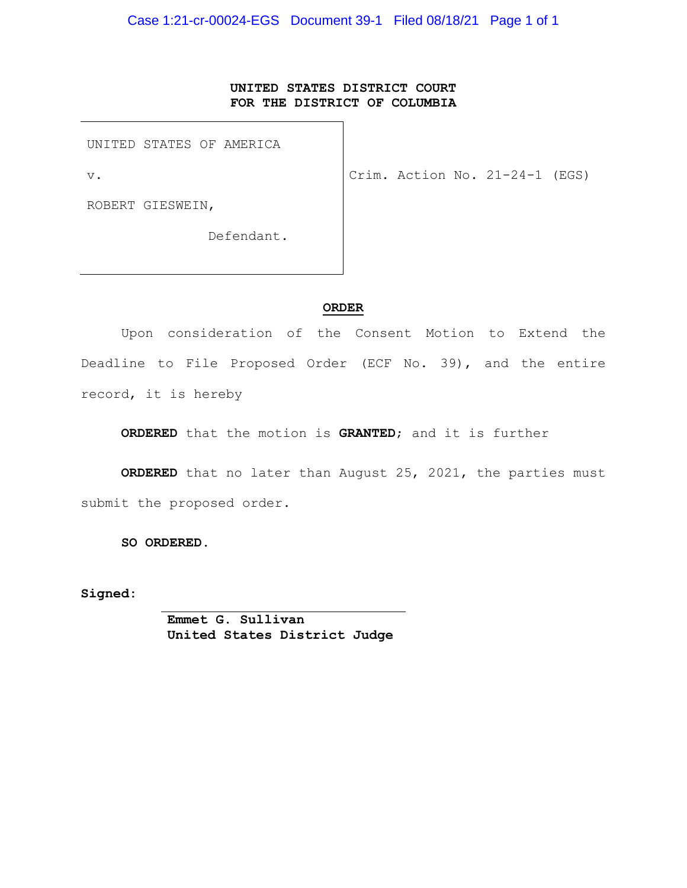**UNITED STATES DISTRICT COURT**
**FOR THE DISTRICT OF COLUMBIA**

| | |
|---|---|
| UNITED STATES OF AMERICA<br><br>v.<br><br>ROBERT GIESWEIN,<br><br>Defendant. | Crim. Action No. 21-24-1 (EGS) |

**ORDER**

Upon consideration of the Consent Motion to Extend the Deadline to File Proposed Order (ECF No. 39), and the entire record, it is hereby

**ORDERED** that the motion is **GRANTED**; and it is further

**ORDERED** that no later than August 25, 2021, the parties must submit the proposed order.

**SO ORDERED.**

**Signed:**

________________________________

**Emmet G. Sullivan**
**United States District Judge**